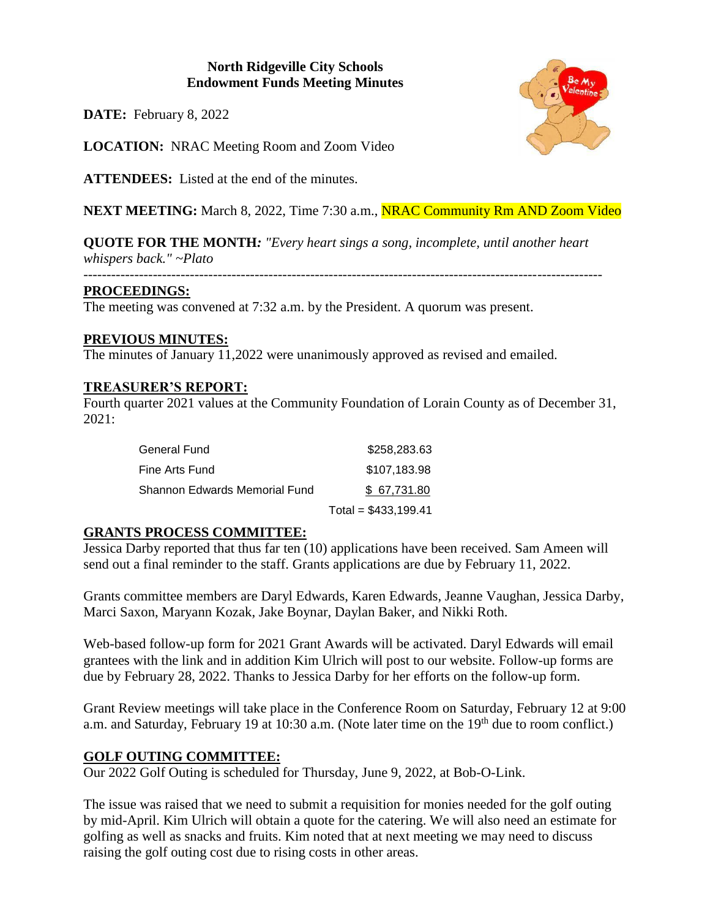**North Ridgeville City Schools**
**Endowment Funds Meeting Minutes**

**DATE:** February 8, 2022

**LOCATION:** NRAC Meeting Room and Zoom Video

**ATTENDEES:** Listed at the end of the minutes.

**NEXT MEETING:** March 8, 2022, Time 7:30 a.m., NRAC Community Rm AND Zoom Video

**QUOTE FOR THE MONTH:** *"Every heart sings a song, incomplete, until another heart whispers back." ~Plato*

---

## PROCEEDINGS:

The meeting was convened at 7:32 a.m. by the President. A quorum was present.

## PREVIOUS MINUTES:

The minutes of January 11,2022 were unanimously approved as revised and emailed.

## TREASURER'S REPORT:

Fourth quarter 2021 values at the Community Foundation of Lorain County as of December 31, 2021:

| Fund | Value |
|---|---|
| General Fund | $258,283.63 |
| Fine Arts Fund | $107,183.98 |
| Shannon Edwards Memorial Fund | $ 67,731.80 |
| | Total = $433,199.41 |

## GRANTS PROCESS COMMITTEE:

Jessica Darby reported that thus far ten (10) applications have been received. Sam Ameen will send out a final reminder to the staff. Grants applications are due by February 11, 2022.

Grants committee members are Daryl Edwards, Karen Edwards, Jeanne Vaughan, Jessica Darby, Marci Saxon, Maryann Kozak, Jake Boynar, Daylan Baker, and Nikki Roth.

Web-based follow-up form for 2021 Grant Awards will be activated. Daryl Edwards will email grantees with the link and in addition Kim Ulrich will post to our website. Follow-up forms are due by February 28, 2022. Thanks to Jessica Darby for her efforts on the follow-up form.

Grant Review meetings will take place in the Conference Room on Saturday, February 12 at 9:00 a.m. and Saturday, February 19 at 10:30 a.m. (Note later time on the 19th due to room conflict.)

## GOLF OUTING COMMITTEE:

Our 2022 Golf Outing is scheduled for Thursday, June 9, 2022, at Bob-O-Link.

The issue was raised that we need to submit a requisition for monies needed for the golf outing by mid-April. Kim Ulrich will obtain a quote for the catering. We will also need an estimate for golfing as well as snacks and fruits. Kim noted that at next meeting we may need to discuss raising the golf outing cost due to rising costs in other areas.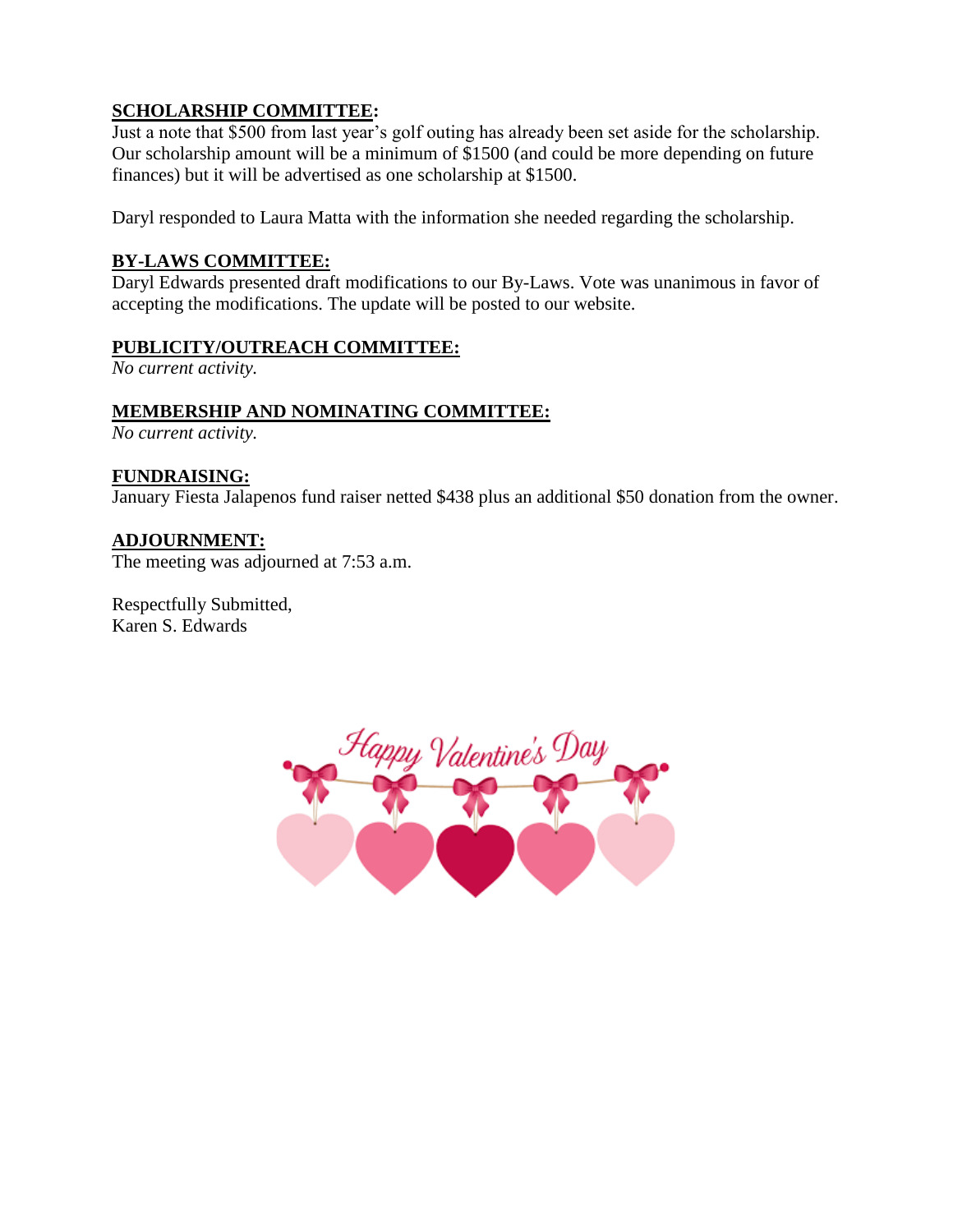**SCHOLARSHIP COMMITTEE:**
Just a note that $500 from last year's golf outing has already been set aside for the scholarship. Our scholarship amount will be a minimum of $1500 (and could be more depending on future finances) but it will be advertised as one scholarship at $1500.

Daryl responded to Laura Matta with the information she needed regarding the scholarship.

**BY-LAWS COMMITTEE:**
Daryl Edwards presented draft modifications to our By-Laws. Vote was unanimous in favor of accepting the modifications. The update will be posted to our website.

**PUBLICITY/OUTREACH COMMITTEE:**
*No current activity.*

**MEMBERSHIP AND NOMINATING COMMITTEE:**
*No current activity.*

**FUNDRAISING:**
January Fiesta Jalapenos fund raiser netted $438 plus an additional $50 donation from the owner.

**ADJOURNMENT:**
The meeting was adjourned at 7:53 a.m.

Respectfully Submitted,
Karen S. Edwards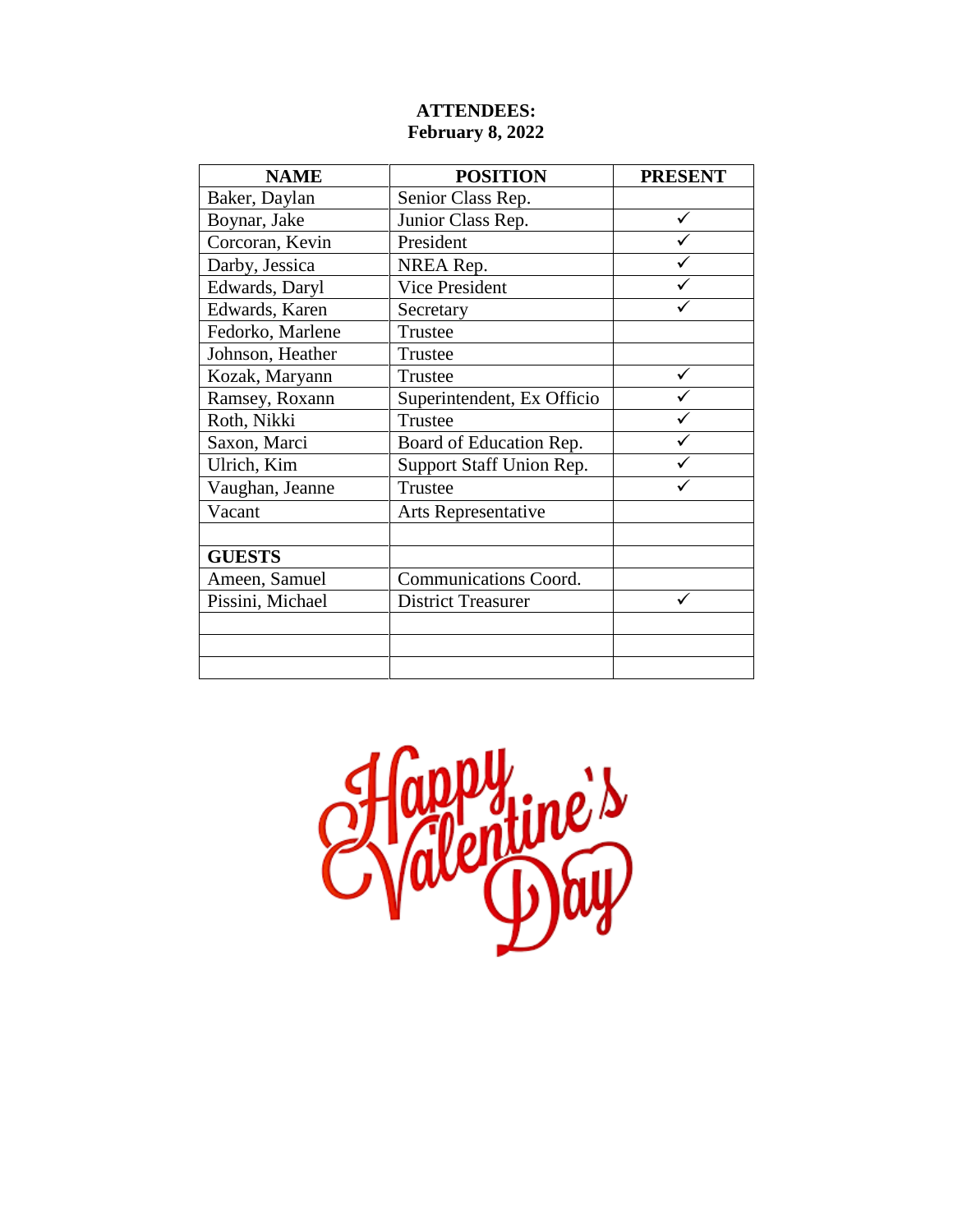**ATTENDEES:**
**February 8, 2022**

| NAME | POSITION | PRESENT |
|---|---|---|
| Baker, Daylan | Senior Class Rep. | |
| Boynar, Jake | Junior Class Rep. | ✓ |
| Corcoran, Kevin | President | ✓ |
| Darby, Jessica | NREA Rep. | ✓ |
| Edwards, Daryl | Vice President | ✓ |
| Edwards, Karen | Secretary | ✓ |
| Fedorko, Marlene | Trustee | |
| Johnson, Heather | Trustee | |
| Kozak, Maryann | Trustee | ✓ |
| Ramsey, Roxann | Superintendent, Ex Officio | ✓ |
| Roth, Nikki | Trustee | ✓ |
| Saxon, Marci | Board of Education Rep. | ✓ |
| Ulrich, Kim | Support Staff Union Rep. | ✓ |
| Vaughan, Jeanne | Trustee | ✓ |
| Vacant | Arts Representative | |
| | | |
| **GUESTS** | | |
| Ameen, Samuel | Communications Coord. | |
| Pissini, Michael | District Treasurer | ✓ |
| | | |
| | | |
| | | |